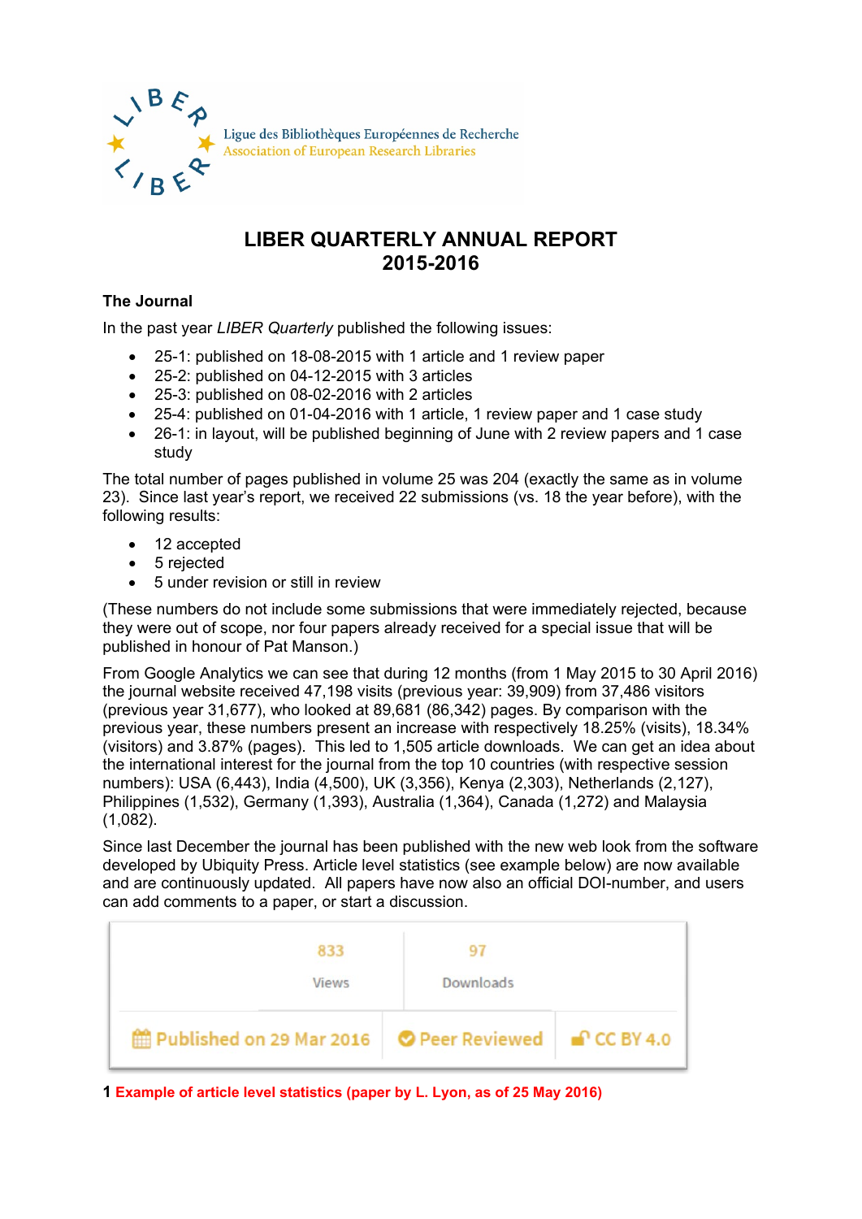Ligue des Bibliothèques Européennes de Recherche
Association of European Research Libraries

# LIBER QUARTERLY ANNUAL REPORT 2015-2016

## The Journal

In the past year *LIBER Quarterly* published the following issues:

- 25-1: published on 18-08-2015 with 1 article and 1 review paper
- 25-2: published on 04-12-2015 with 3 articles
- 25-3: published on 08-02-2016 with 2 articles
- 25-4: published on 01-04-2016 with 1 article, 1 review paper and 1 case study
- 26-1: in layout, will be published beginning of June with 2 review papers and 1 case study

The total number of pages published in volume 25 was 204 (exactly the same as in volume 23). Since last year's report, we received 22 submissions (vs. 18 the year before), with the following results:

- 12 accepted
- 5 rejected
- 5 under revision or still in review

(These numbers do not include some submissions that were immediately rejected, because they were out of scope, nor four papers already received for a special issue that will be published in honour of Pat Manson.)

From Google Analytics we can see that during 12 months (from 1 May 2015 to 30 April 2016) the journal website received 47,198 visits (previous year: 39,909) from 37,486 visitors (previous year 31,677), who looked at 89,681 (86,342) pages. By comparison with the previous year, these numbers present an increase with respectively 18.25% (visits), 18.34% (visitors) and 3.87% (pages). This led to 1,505 article downloads. We can get an idea about the international interest for the journal from the top 10 countries (with respective session numbers): USA (6,443), India (4,500), UK (3,356), Kenya (2,303), Netherlands (2,127), Philippines (1,532), Germany (1,393), Australia (1,364), Canada (1,272) and Malaysia (1,082).

Since last December the journal has been published with the new web look from the software developed by Ubiquity Press. Article level statistics (see example below) are now available and are continuously updated. All papers have now also an official DOI-number, and users can add comments to a paper, or start a discussion.

| 833 Views | 97 Downloads | |
|---|---|---|
| Published on 29 Mar 2016 | Peer Reviewed | CC BY 4.0 |

**1 Example of article level statistics (paper by L. Lyon, as of 25 May 2016)**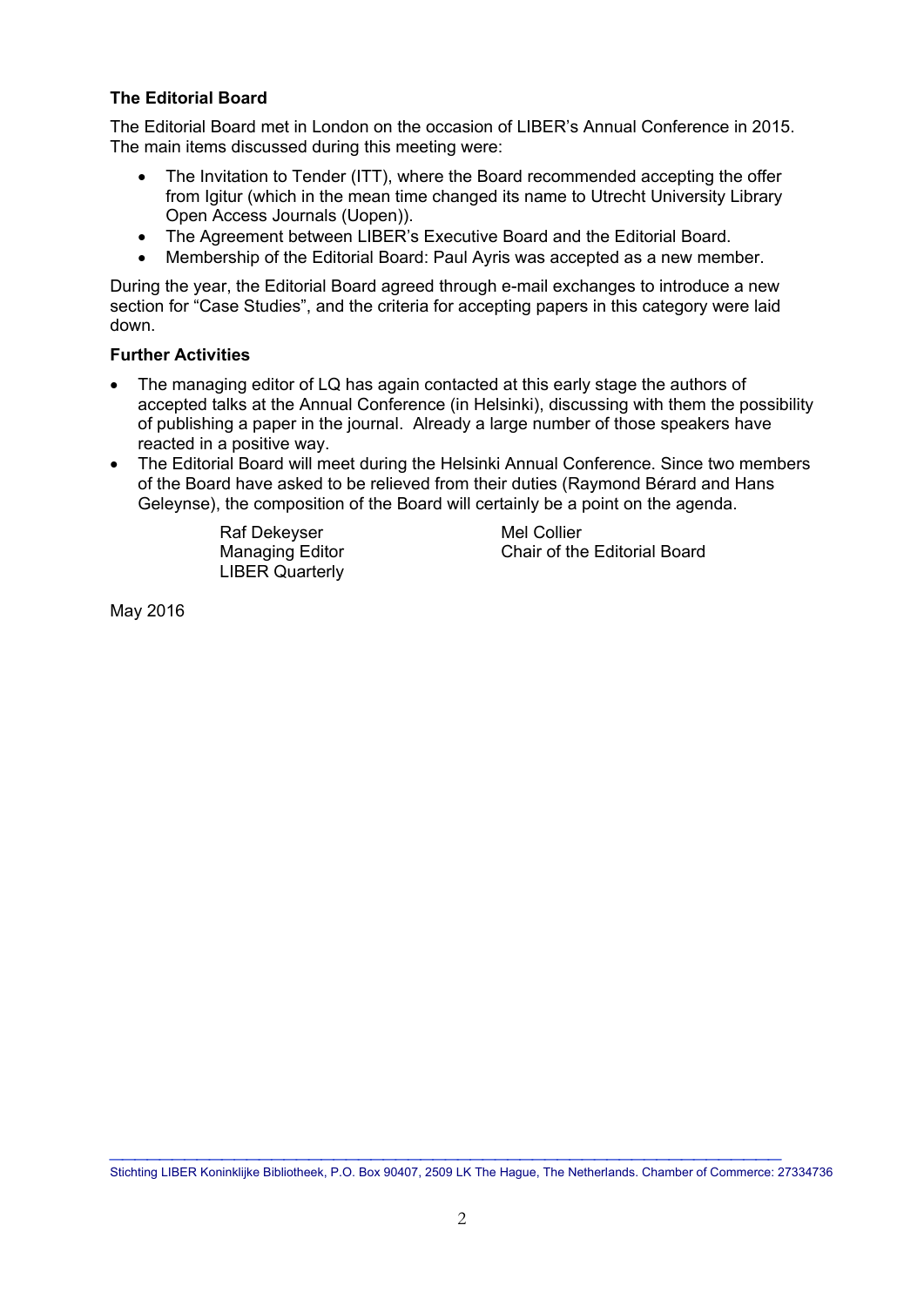### The Editorial Board

The Editorial Board met in London on the occasion of LIBER's Annual Conference in 2015. The main items discussed during this meeting were:

- The Invitation to Tender (ITT), where the Board recommended accepting the offer from Igitur (which in the mean time changed its name to Utrecht University Library Open Access Journals (Uopen)).
- The Agreement between LIBER's Executive Board and the Editorial Board.
- Membership of the Editorial Board: Paul Ayris was accepted as a new member.

During the year, the Editorial Board agreed through e-mail exchanges to introduce a new section for "Case Studies", and the criteria for accepting papers in this category were laid down.

### Further Activities

- The managing editor of LQ has again contacted at this early stage the authors of accepted talks at the Annual Conference (in Helsinki), discussing with them the possibility of publishing a paper in the journal. Already a large number of those speakers have reacted in a positive way.
- The Editorial Board will meet during the Helsinki Annual Conference. Since two members of the Board have asked to be relieved from their duties (Raymond Bérard and Hans Geleynse), the composition of the Board will certainly be a point on the agenda.

Raf Dekeyser
Managing Editor
LIBER Quarterly

Mel Collier
Chair of the Editorial Board

May 2016

Stichting LIBER Koninklijke Bibliotheek, P.O. Box 90407, 2509 LK The Hague, The Netherlands. Chamber of Commerce: 27334736